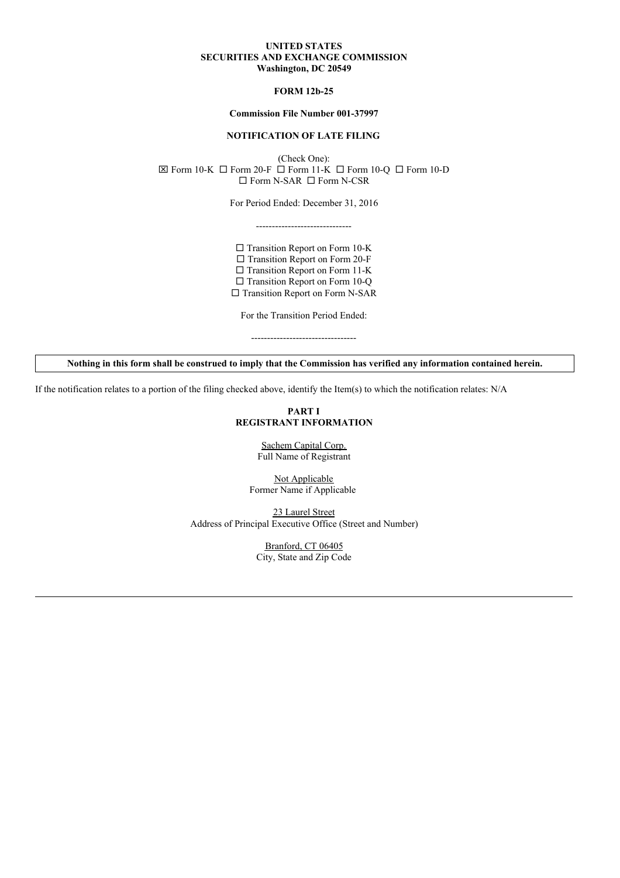**UNITED STATES**
**SECURITIES AND EXCHANGE COMMISSION**
**Washington, DC 20549**

**FORM 12b-25**

**Commission File Number 001-37997**

**NOTIFICATION OF LATE FILING**

(Check One):
☒ Form 10-K ☐ Form 20-F ☐ Form 11-K ☐ Form 10-Q ☐ Form 10-D
☐ Form N-SAR ☐ Form N-CSR

For Period Ended: December 31, 2016

------------------------------

☐ Transition Report on Form 10-K
☐ Transition Report on Form 20-F
☐ Transition Report on Form 11-K
☐ Transition Report on Form 10-Q
☐ Transition Report on Form N-SAR

For the Transition Period Ended:

---------------------------------

**Nothing in this form shall be construed to imply that the Commission has verified any information contained herein.**

If the notification relates to a portion of the filing checked above, identify the Item(s) to which the notification relates: N/A

**PART I**
**REGISTRANT INFORMATION**

Sachem Capital Corp.
Full Name of Registrant

Not Applicable
Former Name if Applicable

23 Laurel Street
Address of Principal Executive Office (Street and Number)

Branford, CT 06405
City, State and Zip Code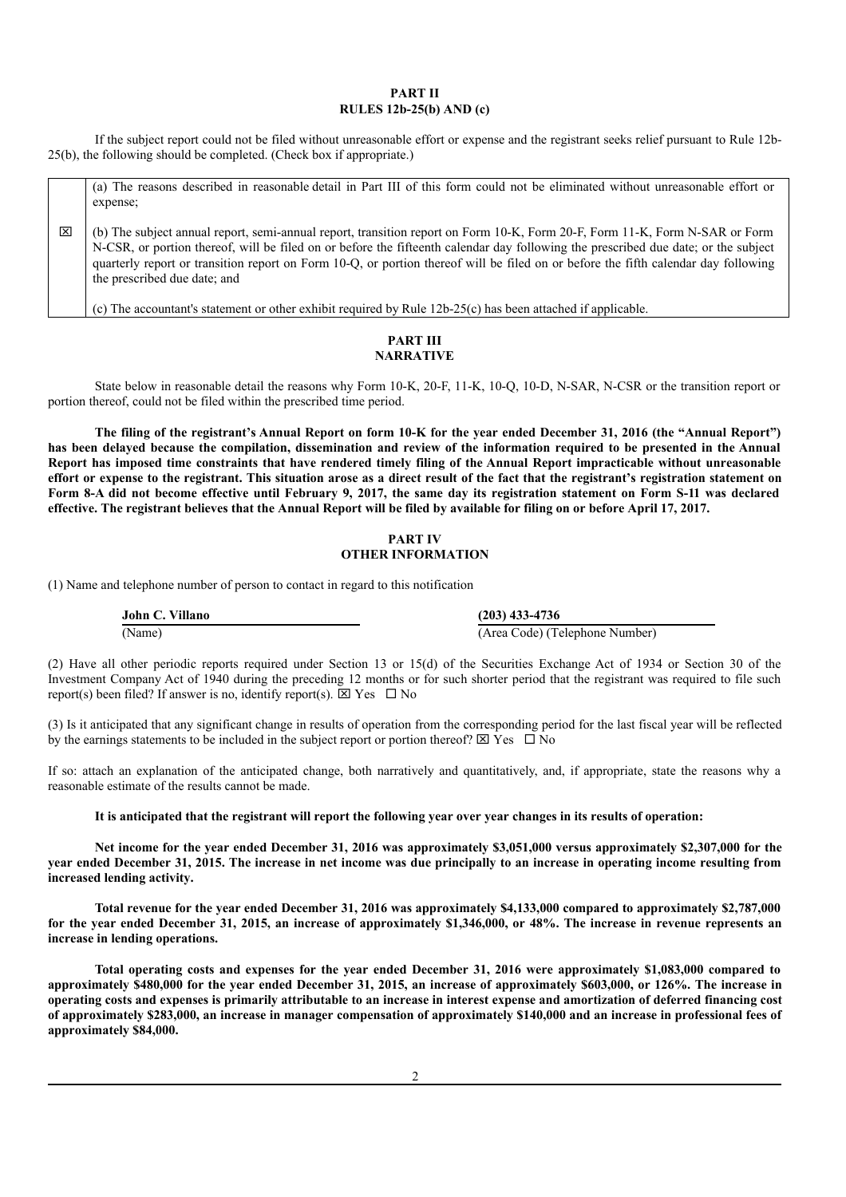**PART II**
**RULES 12b-25(b) AND (c)**

If the subject report could not be filed without unreasonable effort or expense and the registrant seeks relief pursuant to Rule 12b-25(b), the following should be completed. (Check box if appropriate.)

| | |
|---|---|
| | (a) The reasons described in reasonable detail in Part III of this form could not be eliminated without unreasonable effort or expense; |
| ☒ | (b) The subject annual report, semi-annual report, transition report on Form 10-K, Form 20-F, Form 11-K, Form N-SAR or Form N-CSR, or portion thereof, will be filed on or before the fifteenth calendar day following the prescribed due date; or the subject quarterly report or transition report on Form 10-Q, or portion thereof will be filed on or before the fifth calendar day following the prescribed due date; and |
| | (c) The accountant's statement or other exhibit required by Rule 12b-25(c) has been attached if applicable. |

**PART III**
**NARRATIVE**

State below in reasonable detail the reasons why Form 10-K, 20-F, 11-K, 10-Q, 10-D, N-SAR, N-CSR or the transition report or portion thereof, could not be filed within the prescribed time period.

**The filing of the registrant's Annual Report on form 10-K for the year ended December 31, 2016 (the "Annual Report") has been delayed because the compilation, dissemination and review of the information required to be presented in the Annual Report has imposed time constraints that have rendered timely filing of the Annual Report impracticable without unreasonable effort or expense to the registrant. This situation arose as a direct result of the fact that the registrant's registration statement on Form 8-A did not become effective until February 9, 2017, the same day its registration statement on Form S-11 was declared effective. The registrant believes that the Annual Report will be filed by available for filing on or before April 17, 2017.**

**PART IV**
**OTHER INFORMATION**

(1) Name and telephone number of person to contact in regard to this notification

| **John C. Villano** | **(203) 433-4736** |
|---|---|
| (Name) | (Area Code) (Telephone Number) |

(2) Have all other periodic reports required under Section 13 or 15(d) of the Securities Exchange Act of 1934 or Section 30 of the Investment Company Act of 1940 during the preceding 12 months or for such shorter period that the registrant was required to file such report(s) been filed? If answer is no, identify report(s). ☒ Yes ☐ No

(3) Is it anticipated that any significant change in results of operation from the corresponding period for the last fiscal year will be reflected by the earnings statements to be included in the subject report or portion thereof? ☒ Yes ☐ No

If so: attach an explanation of the anticipated change, both narratively and quantitatively, and, if appropriate, state the reasons why a reasonable estimate of the results cannot be made.

**It is anticipated that the registrant will report the following year over year changes in its results of operation:**

**Net income for the year ended December 31, 2016 was approximately $3,051,000 versus approximately $2,307,000 for the year ended December 31, 2015. The increase in net income was due principally to an increase in operating income resulting from increased lending activity.**

**Total revenue for the year ended December 31, 2016 was approximately $4,133,000 compared to approximately $2,787,000 for the year ended December 31, 2015, an increase of approximately $1,346,000, or 48%. The increase in revenue represents an increase in lending operations.**

**Total operating costs and expenses for the year ended December 31, 2016 were approximately $1,083,000 compared to approximately $480,000 for the year ended December 31, 2015, an increase of approximately $603,000, or 126%. The increase in operating costs and expenses is primarily attributable to an increase in interest expense and amortization of deferred financing cost of approximately $283,000, an increase in manager compensation of approximately $140,000 and an increase in professional fees of approximately $84,000.**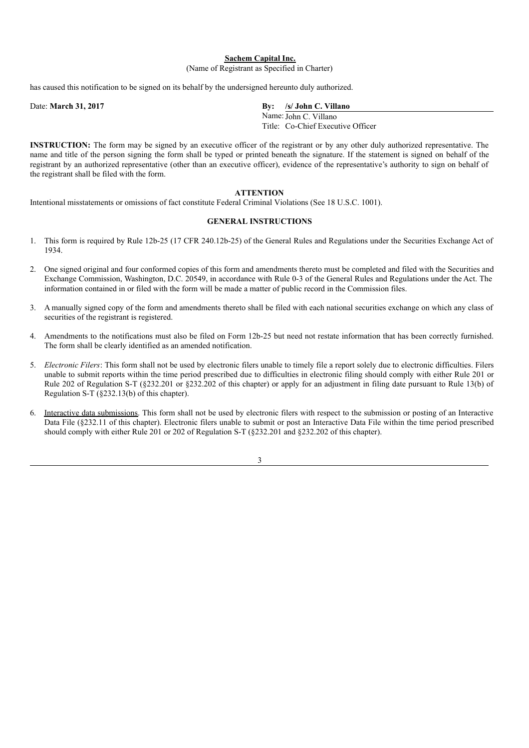**Sachem Capital Inc.**

(Name of Registrant as Specified in Charter)

has caused this notification to be signed on its behalf by the undersigned hereunto duly authorized.

Date: **March 31, 2017**

By: **/s/ John C. Villano**
Name: John C. Villano
Title: Co-Chief Executive Officer

**INSTRUCTION:** The form may be signed by an executive officer of the registrant or by any other duly authorized representative. The name and title of the person signing the form shall be typed or printed beneath the signature. If the statement is signed on behalf of the registrant by an authorized representative (other than an executive officer), evidence of the representative's authority to sign on behalf of the registrant shall be filed with the form.

**ATTENTION**

Intentional misstatements or omissions of fact constitute Federal Criminal Violations (See 18 U.S.C. 1001).

**GENERAL INSTRUCTIONS**

1. This form is required by Rule 12b-25 (17 CFR 240.12b-25) of the General Rules and Regulations under the Securities Exchange Act of 1934.

2. One signed original and four conformed copies of this form and amendments thereto must be completed and filed with the Securities and Exchange Commission, Washington, D.C. 20549, in accordance with Rule 0-3 of the General Rules and Regulations under the Act. The information contained in or filed with the form will be made a matter of public record in the Commission files.

3. A manually signed copy of the form and amendments thereto shall be filed with each national securities exchange on which any class of securities of the registrant is registered.

4. Amendments to the notifications must also be filed on Form 12b-25 but need not restate information that has been correctly furnished. The form shall be clearly identified as an amended notification.

5. *Electronic Filers*: This form shall not be used by electronic filers unable to timely file a report solely due to electronic difficulties. Filers unable to submit reports within the time period prescribed due to difficulties in electronic filing should comply with either Rule 201 or Rule 202 of Regulation S-T (§232.201 or §232.202 of this chapter) or apply for an adjustment in filing date pursuant to Rule 13(b) of Regulation S-T (§232.13(b) of this chapter).

6. Interactive data submissions. This form shall not be used by electronic filers with respect to the submission or posting of an Interactive Data File (§232.11 of this chapter). Electronic filers unable to submit or post an Interactive Data File within the time period prescribed should comply with either Rule 201 or 202 of Regulation S-T (§232.201 and §232.202 of this chapter).